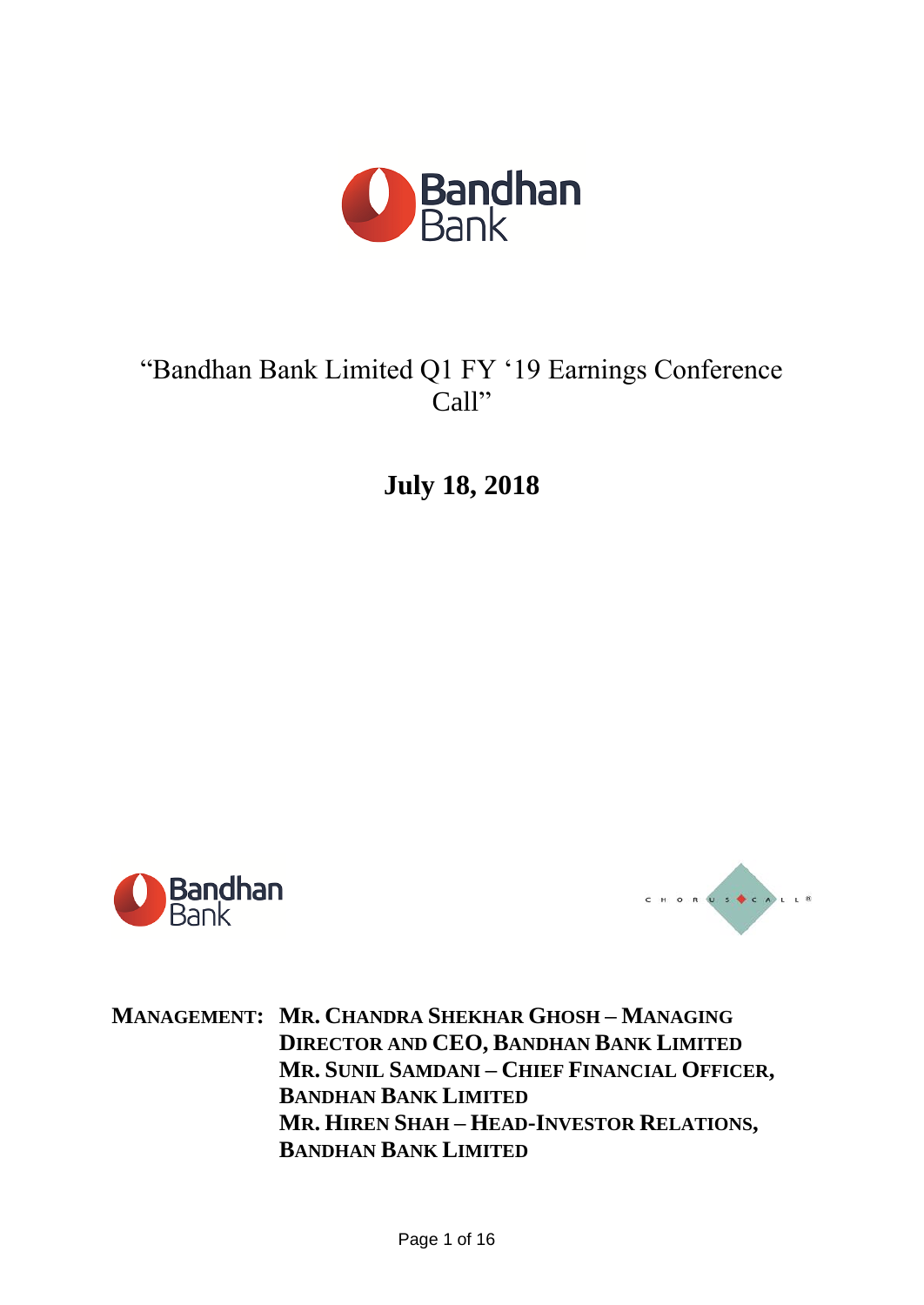# "Bandhan Bank Limited Q1 FY '19 Earnings Conference Call"

**July 18, 2018**

**MANAGEMENT:** **MR. CHANDRA SHEKHAR GHOSH – MANAGING DIRECTOR AND CEO, BANDHAN BANK LIMITED**
**MR. SUNIL SAMDANI – CHIEF FINANCIAL OFFICER, BANDHAN BANK LIMITED**
**MR. HIREN SHAH – HEAD-INVESTOR RELATIONS, BANDHAN BANK LIMITED**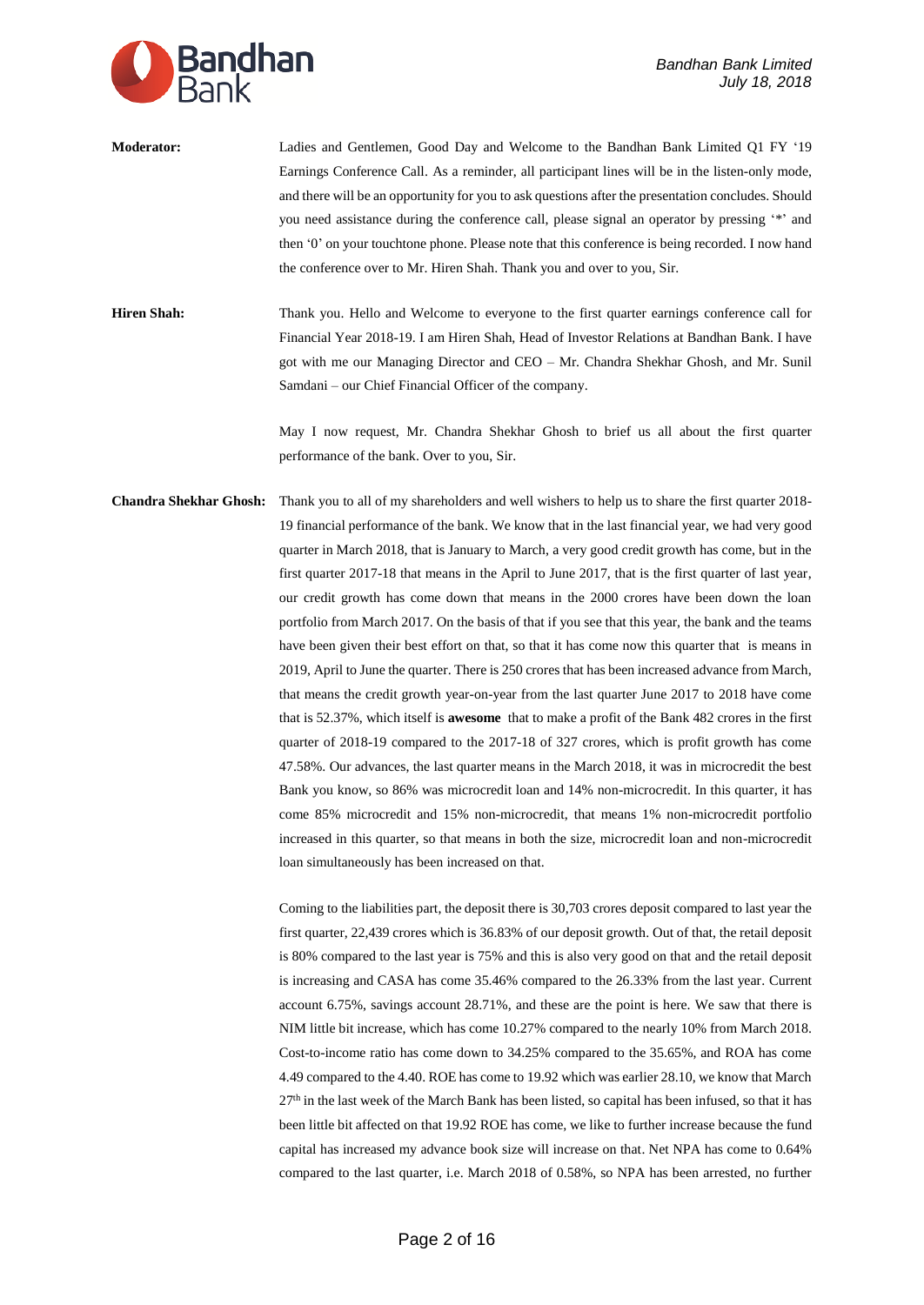**Moderator:** Ladies and Gentlemen, Good Day and Welcome to the Bandhan Bank Limited Q1 FY '19 Earnings Conference Call. As a reminder, all participant lines will be in the listen-only mode, and there will be an opportunity for you to ask questions after the presentation concludes. Should you need assistance during the conference call, please signal an operator by pressing '*' and then '0' on your touchtone phone. Please note that this conference is being recorded. I now hand the conference over to Mr. Hiren Shah. Thank you and over to you, Sir.

**Hiren Shah:** Thank you. Hello and Welcome to everyone to the first quarter earnings conference call for Financial Year 2018-19. I am Hiren Shah, Head of Investor Relations at Bandhan Bank. I have got with me our Managing Director and CEO – Mr. Chandra Shekhar Ghosh, and Mr. Sunil Samdani – our Chief Financial Officer of the company.

May I now request, Mr. Chandra Shekhar Ghosh to brief us all about the first quarter performance of the bank. Over to you, Sir.

**Chandra Shekhar Ghosh:** Thank you to all of my shareholders and well wishers to help us to share the first quarter 2018-19 financial performance of the bank. We know that in the last financial year, we had very good quarter in March 2018, that is January to March, a very good credit growth has come, but in the first quarter 2017-18 that means in the April to June 2017, that is the first quarter of last year, our credit growth has come down that means in the 2000 crores have been down the loan portfolio from March 2017. On the basis of that if you see that this year, the bank and the teams have been given their best effort on that, so that it has come now this quarter that is means in 2019, April to June the quarter. There is 250 crores that has been increased advance from March, that means the credit growth year-on-year from the last quarter June 2017 to 2018 have come that is 52.37%, which itself is **awesome** that to make a profit of the Bank 482 crores in the first quarter of 2018-19 compared to the 2017-18 of 327 crores, which is profit growth has come 47.58%. Our advances, the last quarter means in the March 2018, it was in microcredit the best Bank you know, so 86% was microcredit loan and 14% non-microcredit. In this quarter, it has come 85% microcredit and 15% non-microcredit, that means 1% non-microcredit portfolio increased in this quarter, so that means in both the size, microcredit loan and non-microcredit loan simultaneously has been increased on that.

Coming to the liabilities part, the deposit there is 30,703 crores deposit compared to last year the first quarter, 22,439 crores which is 36.83% of our deposit growth. Out of that, the retail deposit is 80% compared to the last year is 75% and this is also very good on that and the retail deposit is increasing and CASA has come 35.46% compared to the 26.33% from the last year. Current account 6.75%, savings account 28.71%, and these are the point is here. We saw that there is NIM little bit increase, which has come 10.27% compared to the nearly 10% from March 2018. Cost-to-income ratio has come down to 34.25% compared to the 35.65%, and ROA has come 4.49 compared to the 4.40. ROE has come to 19.92 which was earlier 28.10, we know that March 27th in the last week of the March Bank has been listed, so capital has been infused, so that it has been little bit affected on that 19.92 ROE has come, we like to further increase because the fund capital has increased my advance book size will increase on that. Net NPA has come to 0.64% compared to the last quarter, i.e. March 2018 of 0.58%, so NPA has been arrested, no further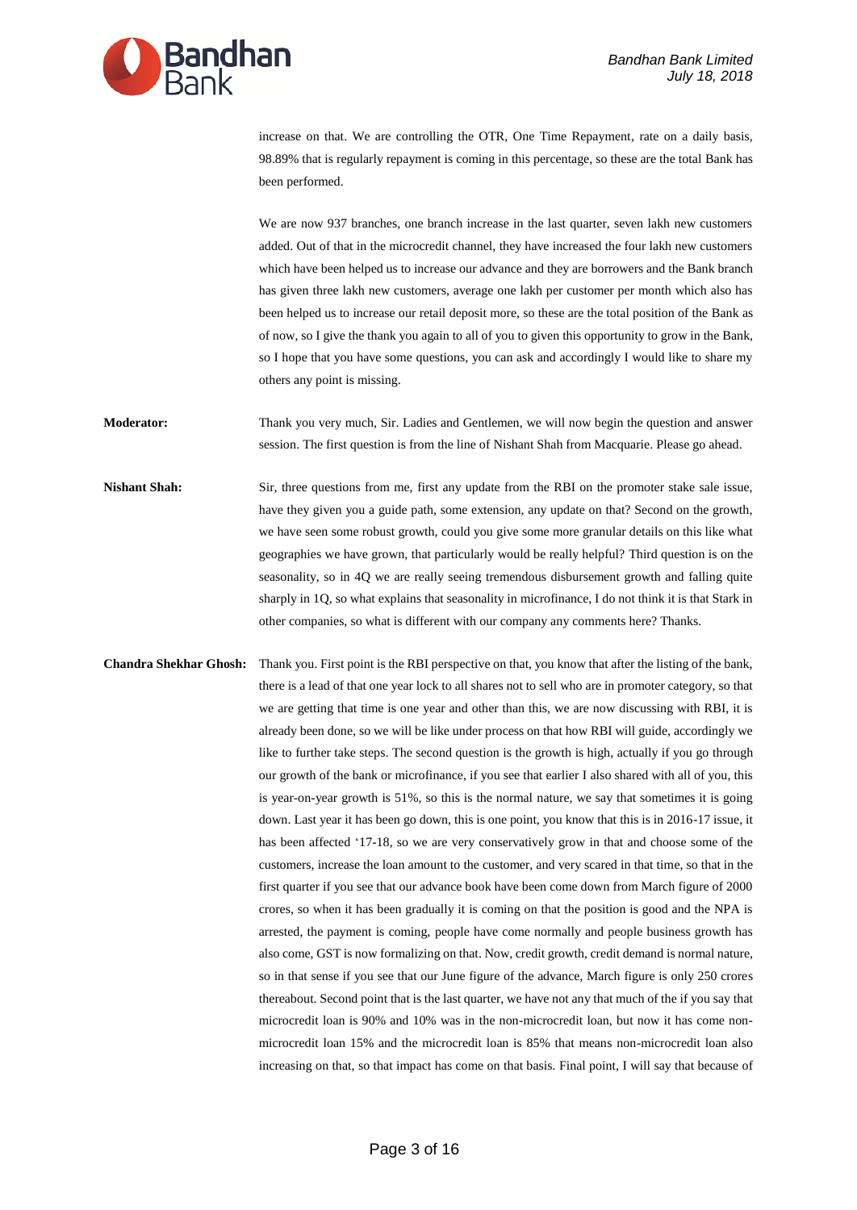increase on that. We are controlling the OTR, One Time Repayment, rate on a daily basis, 98.89% that is regularly repayment is coming in this percentage, so these are the total Bank has been performed.

We are now 937 branches, one branch increase in the last quarter, seven lakh new customers added. Out of that in the microcredit channel, they have increased the four lakh new customers which have been helped us to increase our advance and they are borrowers and the Bank branch has given three lakh new customers, average one lakh per customer per month which also has been helped us to increase our retail deposit more, so these are the total position of the Bank as of now, so I give the thank you again to all of you to given this opportunity to grow in the Bank, so I hope that you have some questions, you can ask and accordingly I would like to share my others any point is missing.

**Moderator:** Thank you very much, Sir. Ladies and Gentlemen, we will now begin the question and answer session. The first question is from the line of Nishant Shah from Macquarie. Please go ahead.

**Nishant Shah:** Sir, three questions from me, first any update from the RBI on the promoter stake sale issue, have they given you a guide path, some extension, any update on that? Second on the growth, we have seen some robust growth, could you give some more granular details on this like what geographies we have grown, that particularly would be really helpful? Third question is on the seasonality, so in 4Q we are really seeing tremendous disbursement growth and falling quite sharply in 1Q, so what explains that seasonality in microfinance, I do not think it is that Stark in other companies, so what is different with our company any comments here? Thanks.

**Chandra Shekhar Ghosh:** Thank you. First point is the RBI perspective on that, you know that after the listing of the bank, there is a lead of that one year lock to all shares not to sell who are in promoter category, so that we are getting that time is one year and other than this, we are now discussing with RBI, it is already been done, so we will be like under process on that how RBI will guide, accordingly we like to further take steps. The second question is the growth is high, actually if you go through our growth of the bank or microfinance, if you see that earlier I also shared with all of you, this is year-on-year growth is 51%, so this is the normal nature, we say that sometimes it is going down. Last year it has been go down, this is one point, you know that this is in 2016-17 issue, it has been affected '17-18, so we are very conservatively grow in that and choose some of the customers, increase the loan amount to the customer, and very scared in that time, so that in the first quarter if you see that our advance book have been come down from March figure of 2000 crores, so when it has been gradually it is coming on that the position is good and the NPA is arrested, the payment is coming, people have come normally and people business growth has also come, GST is now formalizing on that. Now, credit growth, credit demand is normal nature, so in that sense if you see that our June figure of the advance, March figure is only 250 crores thereabout. Second point that is the last quarter, we have not any that much of the if you say that microcredit loan is 90% and 10% was in the non-microcredit loan, but now it has come non-microcredit loan 15% and the microcredit loan is 85% that means non-microcredit loan also increasing on that, so that impact has come on that basis. Final point, I will say that because of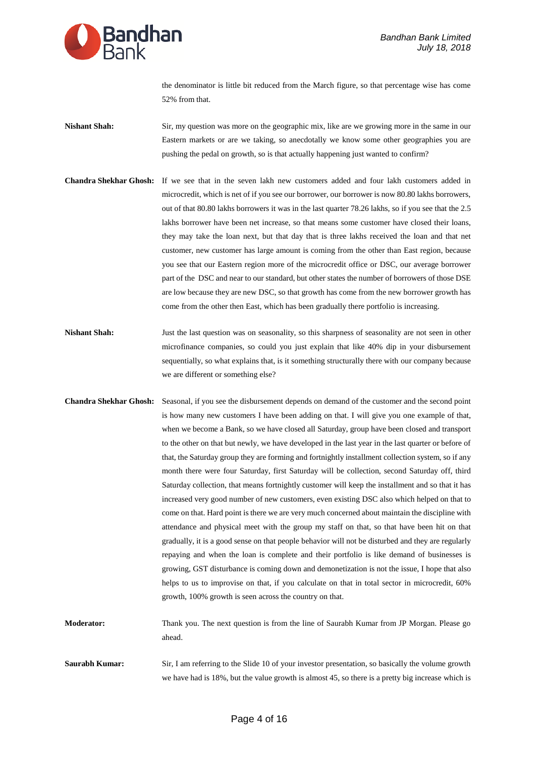the denominator is little bit reduced from the March figure, so that percentage wise has come 52% from that.

**Nishant Shah:** Sir, my question was more on the geographic mix, like are we growing more in the same in our Eastern markets or are we taking, so anecdotally we know some other geographies you are pushing the pedal on growth, so is that actually happening just wanted to confirm?

**Chandra Shekhar Ghosh:** If we see that in the seven lakh new customers added and four lakh customers added in microcredit, which is net of if you see our borrower, our borrower is now 80.80 lakhs borrowers, out of that 80.80 lakhs borrowers it was in the last quarter 78.26 lakhs, so if you see that the 2.5 lakhs borrower have been net increase, so that means some customer have closed their loans, they may take the loan next, but that day that is three lakhs received the loan and that net customer, new customer has large amount is coming from the other than East region, because you see that our Eastern region more of the microcredit office or DSC, our average borrower part of the DSC and near to our standard, but other states the number of borrowers of those DSE are low because they are new DSC, so that growth has come from the new borrower growth has come from the other then East, which has been gradually there portfolio is increasing.

**Nishant Shah:** Just the last question was on seasonality, so this sharpness of seasonality are not seen in other microfinance companies, so could you just explain that like 40% dip in your disbursement sequentially, so what explains that, is it something structurally there with our company because we are different or something else?

**Chandra Shekhar Ghosh:** Seasonal, if you see the disbursement depends on demand of the customer and the second point is how many new customers I have been adding on that. I will give you one example of that, when we become a Bank, so we have closed all Saturday, group have been closed and transport to the other on that but newly, we have developed in the last year in the last quarter or before of that, the Saturday group they are forming and fortnightly installment collection system, so if any month there were four Saturday, first Saturday will be collection, second Saturday off, third Saturday collection, that means fortnightly customer will keep the installment and so that it has increased very good number of new customers, even existing DSC also which helped on that to come on that. Hard point is there we are very much concerned about maintain the discipline with attendance and physical meet with the group my staff on that, so that have been hit on that gradually, it is a good sense on that people behavior will not be disturbed and they are regularly repaying and when the loan is complete and their portfolio is like demand of businesses is growing, GST disturbance is coming down and demonetization is not the issue, I hope that also helps to us to improvise on that, if you calculate on that in total sector in microcredit, 60% growth, 100% growth is seen across the country on that.

**Moderator:** Thank you. The next question is from the line of Saurabh Kumar from JP Morgan. Please go ahead.

**Saurabh Kumar:** Sir, I am referring to the Slide 10 of your investor presentation, so basically the volume growth we have had is 18%, but the value growth is almost 45, so there is a pretty big increase which is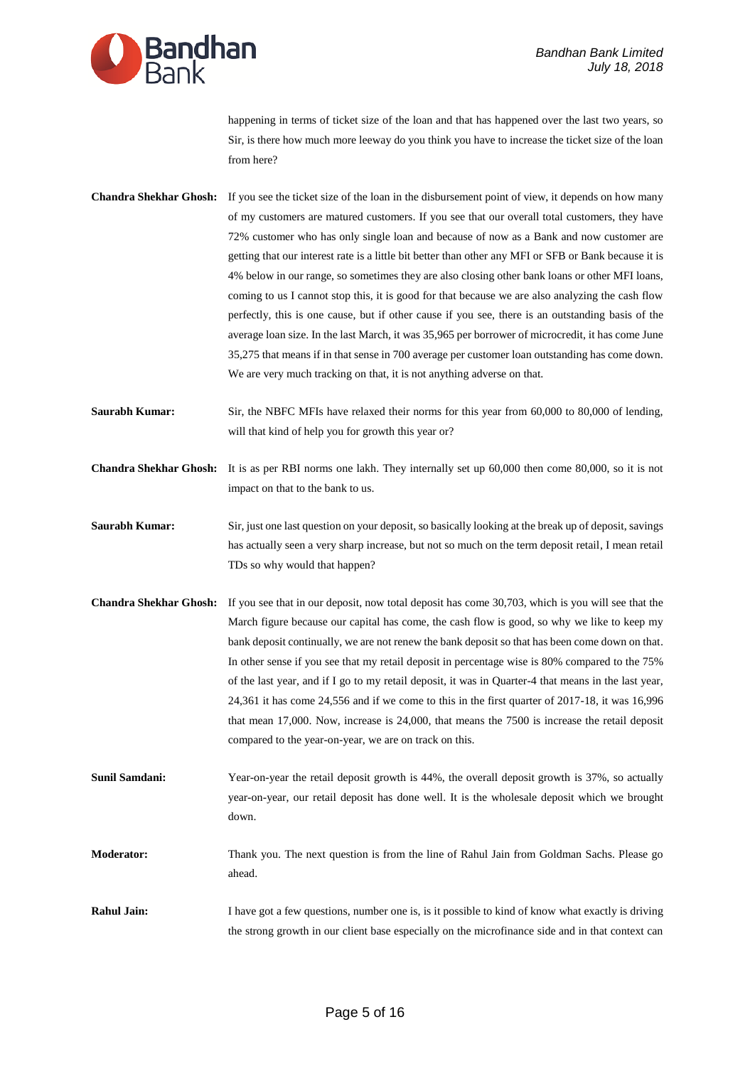happening in terms of ticket size of the loan and that has happened over the last two years, so Sir, is there how much more leeway do you think you have to increase the ticket size of the loan from here?

**Chandra Shekhar Ghosh:** If you see the ticket size of the loan in the disbursement point of view, it depends on how many of my customers are matured customers. If you see that our overall total customers, they have 72% customer who has only single loan and because of now as a Bank and now customer are getting that our interest rate is a little bit better than other any MFI or SFB or Bank because it is 4% below in our range, so sometimes they are also closing other bank loans or other MFI loans, coming to us I cannot stop this, it is good for that because we are also analyzing the cash flow perfectly, this is one cause, but if other cause if you see, there is an outstanding basis of the average loan size. In the last March, it was 35,965 per borrower of microcredit, it has come June 35,275 that means if in that sense in 700 average per customer loan outstanding has come down. We are very much tracking on that, it is not anything adverse on that.

**Saurabh Kumar:** Sir, the NBFC MFIs have relaxed their norms for this year from 60,000 to 80,000 of lending, will that kind of help you for growth this year or?

**Chandra Shekhar Ghosh:** It is as per RBI norms one lakh. They internally set up 60,000 then come 80,000, so it is not impact on that to the bank to us.

**Saurabh Kumar:** Sir, just one last question on your deposit, so basically looking at the break up of deposit, savings has actually seen a very sharp increase, but not so much on the term deposit retail, I mean retail TDs so why would that happen?

**Chandra Shekhar Ghosh:** If you see that in our deposit, now total deposit has come 30,703, which is you will see that the March figure because our capital has come, the cash flow is good, so why we like to keep my bank deposit continually, we are not renew the bank deposit so that has been come down on that. In other sense if you see that my retail deposit in percentage wise is 80% compared to the 75% of the last year, and if I go to my retail deposit, it was in Quarter-4 that means in the last year, 24,361 it has come 24,556 and if we come to this in the first quarter of 2017-18, it was 16,996 that mean 17,000. Now, increase is 24,000, that means the 7500 is increase the retail deposit compared to the year-on-year, we are on track on this.

**Sunil Samdani:** Year-on-year the retail deposit growth is 44%, the overall deposit growth is 37%, so actually year-on-year, our retail deposit has done well. It is the wholesale deposit which we brought down.

**Moderator:** Thank you. The next question is from the line of Rahul Jain from Goldman Sachs. Please go ahead.

**Rahul Jain:** I have got a few questions, number one is, is it possible to kind of know what exactly is driving the strong growth in our client base especially on the microfinance side and in that context can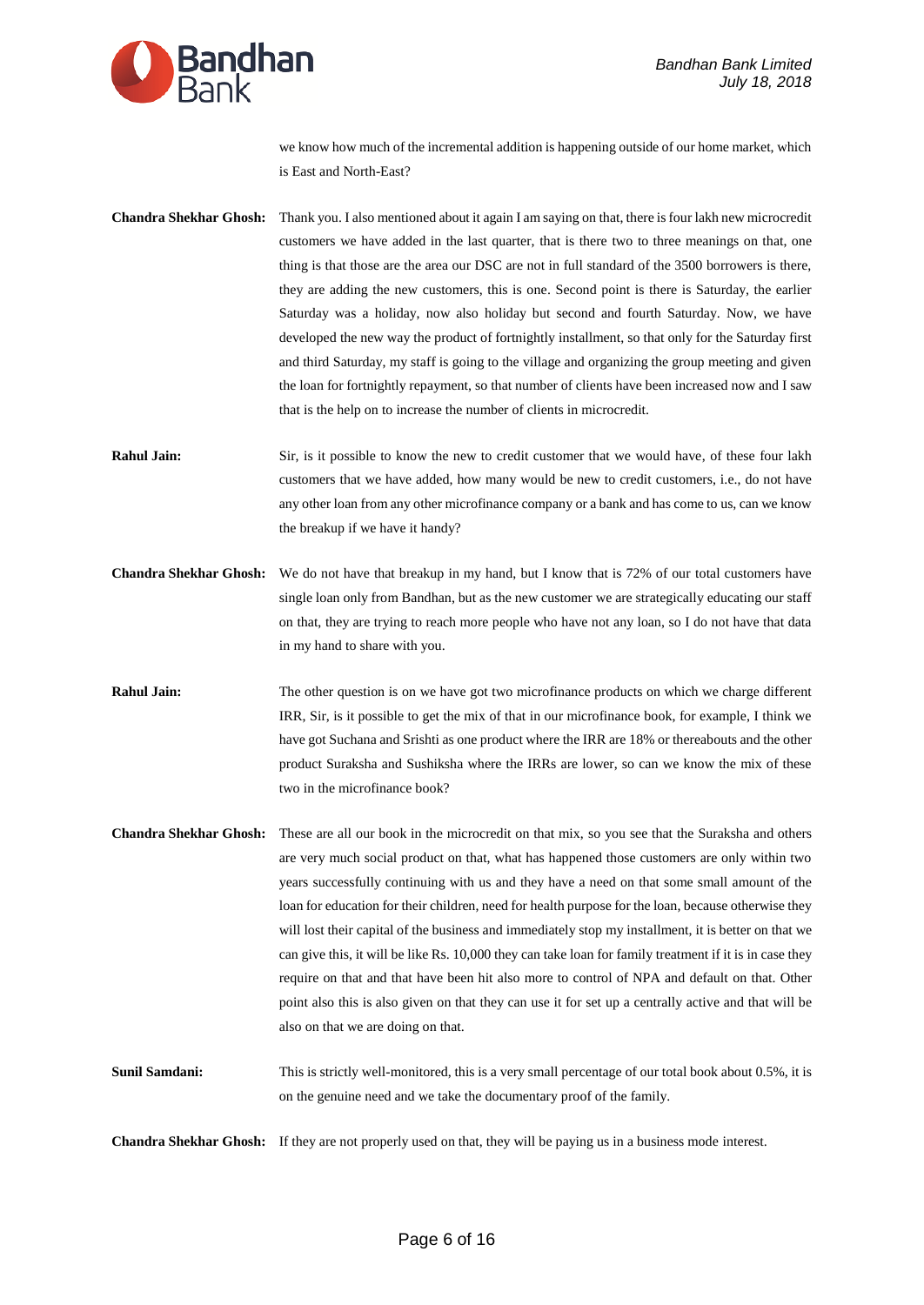we know how much of the incremental addition is happening outside of our home market, which is East and North-East?

**Chandra Shekhar Ghosh:** Thank you. I also mentioned about it again I am saying on that, there is four lakh new microcredit customers we have added in the last quarter, that is there two to three meanings on that, one thing is that those are the area our DSC are not in full standard of the 3500 borrowers is there, they are adding the new customers, this is one. Second point is there is Saturday, the earlier Saturday was a holiday, now also holiday but second and fourth Saturday. Now, we have developed the new way the product of fortnightly installment, so that only for the Saturday first and third Saturday, my staff is going to the village and organizing the group meeting and given the loan for fortnightly repayment, so that number of clients have been increased now and I saw that is the help on to increase the number of clients in microcredit.

**Rahul Jain:** Sir, is it possible to know the new to credit customer that we would have, of these four lakh customers that we have added, how many would be new to credit customers, i.e., do not have any other loan from any other microfinance company or a bank and has come to us, can we know the breakup if we have it handy?

**Chandra Shekhar Ghosh:** We do not have that breakup in my hand, but I know that is 72% of our total customers have single loan only from Bandhan, but as the new customer we are strategically educating our staff on that, they are trying to reach more people who have not any loan, so I do not have that data in my hand to share with you.

**Rahul Jain:** The other question is on we have got two microfinance products on which we charge different IRR, Sir, is it possible to get the mix of that in our microfinance book, for example, I think we have got Suchana and Srishti as one product where the IRR are 18% or thereabouts and the other product Suraksha and Sushiksha where the IRRs are lower, so can we know the mix of these two in the microfinance book?

**Chandra Shekhar Ghosh:** These are all our book in the microcredit on that mix, so you see that the Suraksha and others are very much social product on that, what has happened those customers are only within two years successfully continuing with us and they have a need on that some small amount of the loan for education for their children, need for health purpose for the loan, because otherwise they will lost their capital of the business and immediately stop my installment, it is better on that we can give this, it will be like Rs. 10,000 they can take loan for family treatment if it is in case they require on that and that have been hit also more to control of NPA and default on that. Other point also this is also given on that they can use it for set up a centrally active and that will be also on that we are doing on that.

**Sunil Samdani:** This is strictly well-monitored, this is a very small percentage of our total book about 0.5%, it is on the genuine need and we take the documentary proof of the family.

**Chandra Shekhar Ghosh:** If they are not properly used on that, they will be paying us in a business mode interest.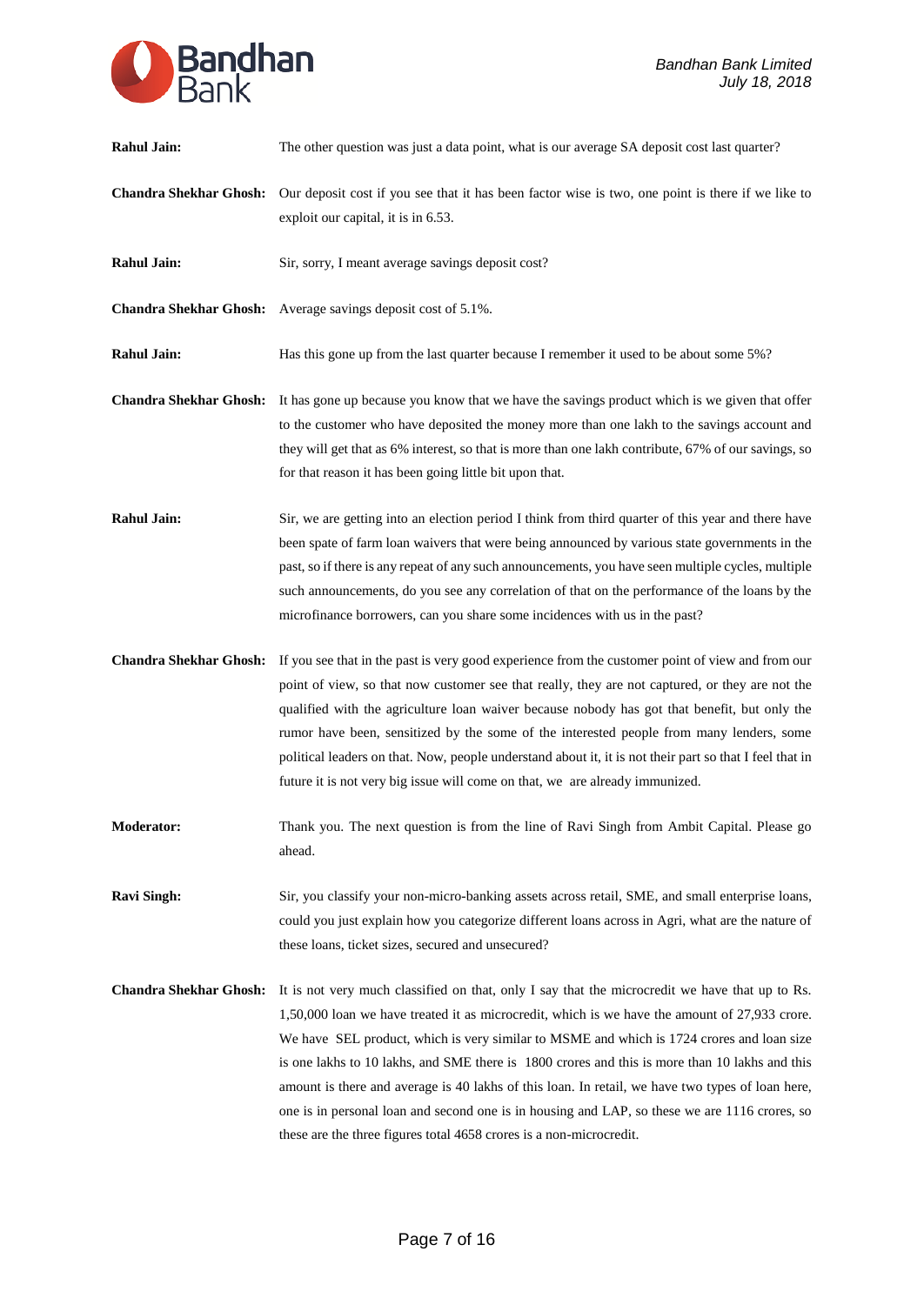**Rahul Jain:** The other question was just a data point, what is our average SA deposit cost last quarter?

**Chandra Shekhar Ghosh:** Our deposit cost if you see that it has been factor wise is two, one point is there if we like to exploit our capital, it is in 6.53.

**Rahul Jain:** Sir, sorry, I meant average savings deposit cost?

**Chandra Shekhar Ghosh:** Average savings deposit cost of 5.1%.

**Rahul Jain:** Has this gone up from the last quarter because I remember it used to be about some 5%?

**Chandra Shekhar Ghosh:** It has gone up because you know that we have the savings product which is we given that offer to the customer who have deposited the money more than one lakh to the savings account and they will get that as 6% interest, so that is more than one lakh contribute, 67% of our savings, so for that reason it has been going little bit upon that.

**Rahul Jain:** Sir, we are getting into an election period I think from third quarter of this year and there have been spate of farm loan waivers that were being announced by various state governments in the past, so if there is any repeat of any such announcements, you have seen multiple cycles, multiple such announcements, do you see any correlation of that on the performance of the loans by the microfinance borrowers, can you share some incidences with us in the past?

**Chandra Shekhar Ghosh:** If you see that in the past is very good experience from the customer point of view and from our point of view, so that now customer see that really, they are not captured, or they are not the qualified with the agriculture loan waiver because nobody has got that benefit, but only the rumor have been, sensitized by the some of the interested people from many lenders, some political leaders on that. Now, people understand about it, it is not their part so that I feel that in future it is not very big issue will come on that, we are already immunized.

**Moderator:** Thank you. The next question is from the line of Ravi Singh from Ambit Capital. Please go ahead.

**Ravi Singh:** Sir, you classify your non-micro-banking assets across retail, SME, and small enterprise loans, could you just explain how you categorize different loans across in Agri, what are the nature of these loans, ticket sizes, secured and unsecured?

**Chandra Shekhar Ghosh:** It is not very much classified on that, only I say that the microcredit we have that up to Rs. 1,50,000 loan we have treated it as microcredit, which is we have the amount of 27,933 crore. We have SEL product, which is very similar to MSME and which is 1724 crores and loan size is one lakhs to 10 lakhs, and SME there is 1800 crores and this is more than 10 lakhs and this amount is there and average is 40 lakhs of this loan. In retail, we have two types of loan here, one is in personal loan and second one is in housing and LAP, so these we are 1116 crores, so these are the three figures total 4658 crores is a non-microcredit.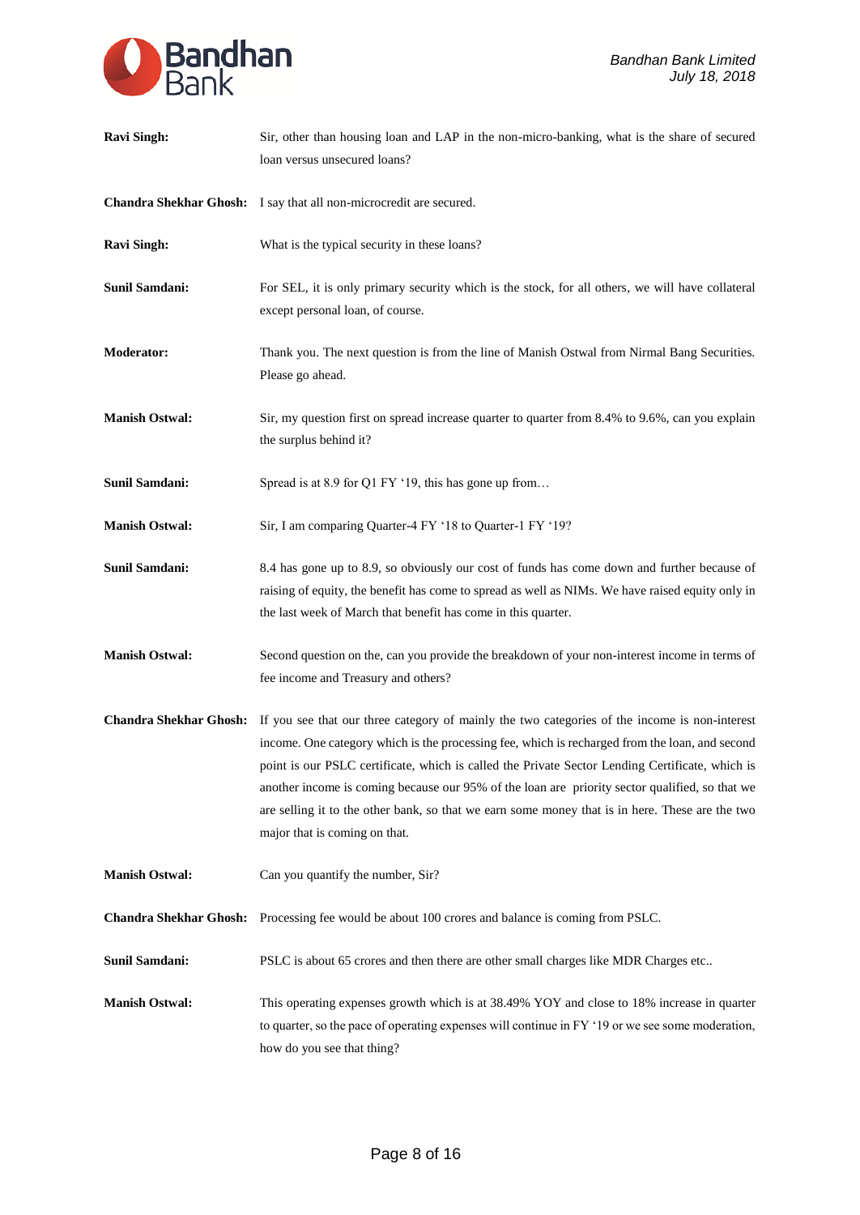**Ravi Singh:** Sir, other than housing loan and LAP in the non-micro-banking, what is the share of secured loan versus unsecured loans?

**Chandra Shekhar Ghosh:** I say that all non-microcredit are secured.

**Ravi Singh:** What is the typical security in these loans?

**Sunil Samdani:** For SEL, it is only primary security which is the stock, for all others, we will have collateral except personal loan, of course.

**Moderator:** Thank you. The next question is from the line of Manish Ostwal from Nirmal Bang Securities. Please go ahead.

**Manish Ostwal:** Sir, my question first on spread increase quarter to quarter from 8.4% to 9.6%, can you explain the surplus behind it?

**Sunil Samdani:** Spread is at 8.9 for Q1 FY '19, this has gone up from…

**Manish Ostwal:** Sir, I am comparing Quarter-4 FY '18 to Quarter-1 FY '19?

**Sunil Samdani:** 8.4 has gone up to 8.9, so obviously our cost of funds has come down and further because of raising of equity, the benefit has come to spread as well as NIMs. We have raised equity only in the last week of March that benefit has come in this quarter.

**Manish Ostwal:** Second question on the, can you provide the breakdown of your non-interest income in terms of fee income and Treasury and others?

**Chandra Shekhar Ghosh:** If you see that our three category of mainly the two categories of the income is non-interest income. One category which is the processing fee, which is recharged from the loan, and second point is our PSLC certificate, which is called the Private Sector Lending Certificate, which is another income is coming because our 95% of the loan are priority sector qualified, so that we are selling it to the other bank, so that we earn some money that is in here. These are the two major that is coming on that.

**Manish Ostwal:** Can you quantify the number, Sir?

**Chandra Shekhar Ghosh:** Processing fee would be about 100 crores and balance is coming from PSLC.

**Sunil Samdani:** PSLC is about 65 crores and then there are other small charges like MDR Charges etc..

**Manish Ostwal:** This operating expenses growth which is at 38.49% YOY and close to 18% increase in quarter to quarter, so the pace of operating expenses will continue in FY '19 or we see some moderation, how do you see that thing?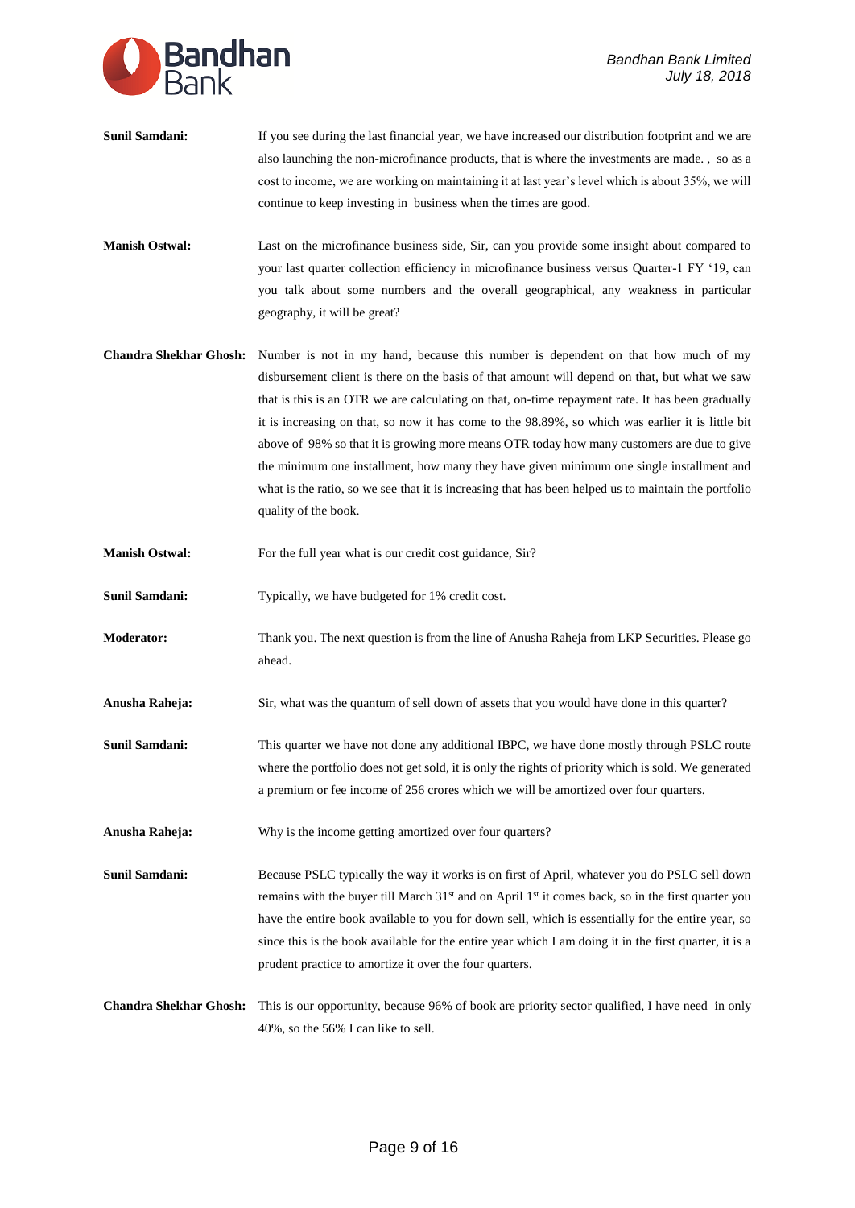**Sunil Samdani:** If you see during the last financial year, we have increased our distribution footprint and we are also launching the non-microfinance products, that is where the investments are made. , so as a cost to income, we are working on maintaining it at last year's level which is about 35%, we will continue to keep investing in business when the times are good.

**Manish Ostwal:** Last on the microfinance business side, Sir, can you provide some insight about compared to your last quarter collection efficiency in microfinance business versus Quarter-1 FY '19, can you talk about some numbers and the overall geographical, any weakness in particular geography, it will be great?

**Chandra Shekhar Ghosh:** Number is not in my hand, because this number is dependent on that how much of my disbursement client is there on the basis of that amount will depend on that, but what we saw that is this is an OTR we are calculating on that, on-time repayment rate. It has been gradually it is increasing on that, so now it has come to the 98.89%, so which was earlier it is little bit above of 98% so that it is growing more means OTR today how many customers are due to give the minimum one installment, how many they have given minimum one single installment and what is the ratio, so we see that it is increasing that has been helped us to maintain the portfolio quality of the book.

**Manish Ostwal:** For the full year what is our credit cost guidance, Sir?

**Sunil Samdani:** Typically, we have budgeted for 1% credit cost.

**Moderator:** Thank you. The next question is from the line of Anusha Raheja from LKP Securities. Please go ahead.

**Anusha Raheja:** Sir, what was the quantum of sell down of assets that you would have done in this quarter?

**Sunil Samdani:** This quarter we have not done any additional IBPC, we have done mostly through PSLC route where the portfolio does not get sold, it is only the rights of priority which is sold. We generated a premium or fee income of 256 crores which we will be amortized over four quarters.

**Anusha Raheja:** Why is the income getting amortized over four quarters?

**Sunil Samdani:** Because PSLC typically the way it works is on first of April, whatever you do PSLC sell down remains with the buyer till March 31st and on April 1st it comes back, so in the first quarter you have the entire book available to you for down sell, which is essentially for the entire year, so since this is the book available for the entire year which I am doing it in the first quarter, it is a prudent practice to amortize it over the four quarters.

**Chandra Shekhar Ghosh:** This is our opportunity, because 96% of book are priority sector qualified, I have need in only 40%, so the 56% I can like to sell.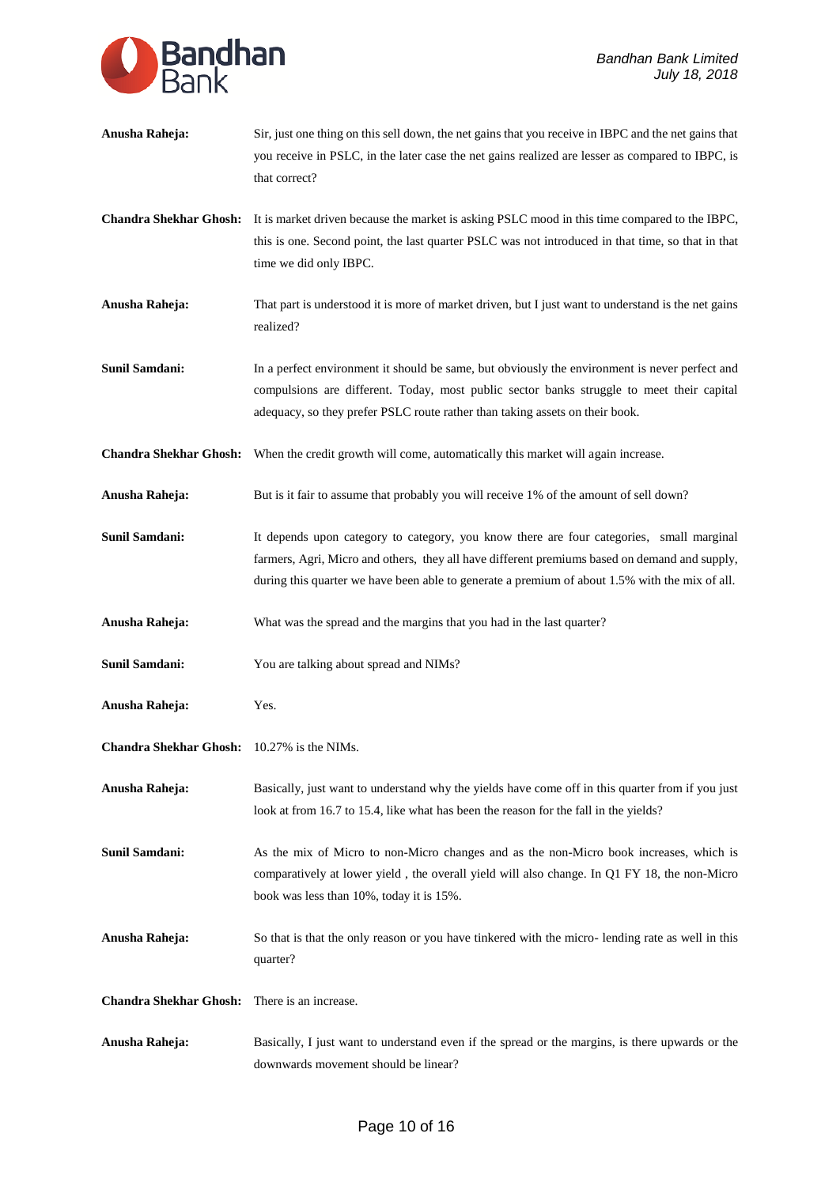**Anusha Raheja:** Sir, just one thing on this sell down, the net gains that you receive in IBPC and the net gains that you receive in PSLC, in the later case the net gains realized are lesser as compared to IBPC, is that correct?

**Chandra Shekhar Ghosh:** It is market driven because the market is asking PSLC mood in this time compared to the IBPC, this is one. Second point, the last quarter PSLC was not introduced in that time, so that in that time we did only IBPC.

**Anusha Raheja:** That part is understood it is more of market driven, but I just want to understand is the net gains realized?

**Sunil Samdani:** In a perfect environment it should be same, but obviously the environment is never perfect and compulsions are different. Today, most public sector banks struggle to meet their capital adequacy, so they prefer PSLC route rather than taking assets on their book.

**Chandra Shekhar Ghosh:** When the credit growth will come, automatically this market will again increase.

**Anusha Raheja:** But is it fair to assume that probably you will receive 1% of the amount of sell down?

**Sunil Samdani:** It depends upon category to category, you know there are four categories, small marginal farmers, Agri, Micro and others, they all have different premiums based on demand and supply, during this quarter we have been able to generate a premium of about 1.5% with the mix of all.

**Anusha Raheja:** What was the spread and the margins that you had in the last quarter?

**Sunil Samdani:** You are talking about spread and NIMs?

**Anusha Raheja:** Yes.

**Chandra Shekhar Ghosh:** 10.27% is the NIMs.

**Anusha Raheja:** Basically, just want to understand why the yields have come off in this quarter from if you just look at from 16.7 to 15.4, like what has been the reason for the fall in the yields?

**Sunil Samdani:** As the mix of Micro to non-Micro changes and as the non-Micro book increases, which is comparatively at lower yield , the overall yield will also change. In Q1 FY 18, the non-Micro book was less than 10%, today it is 15%.

**Anusha Raheja:** So that is that the only reason or you have tinkered with the micro- lending rate as well in this quarter?

**Chandra Shekhar Ghosh:** There is an increase.

**Anusha Raheja:** Basically, I just want to understand even if the spread or the margins, is there upwards or the downwards movement should be linear?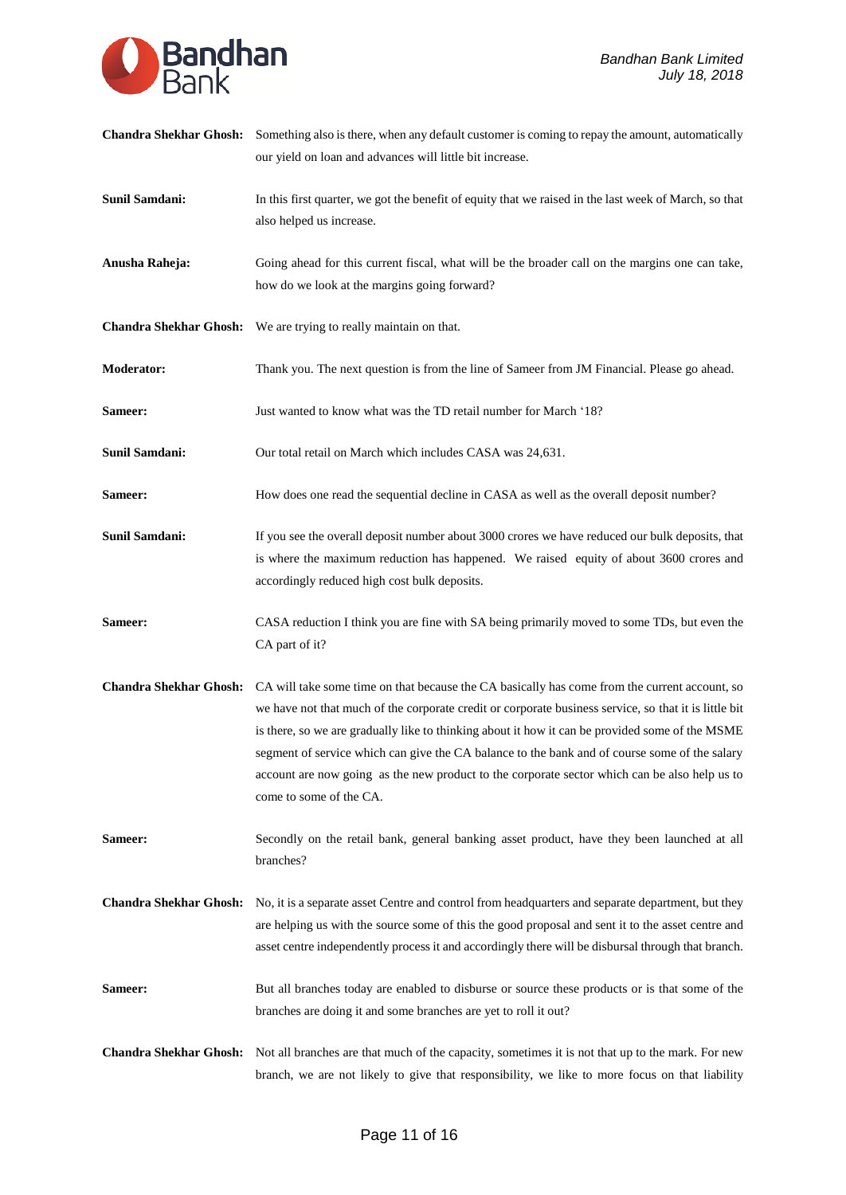**Chandra Shekhar Ghosh:** Something also is there, when any default customer is coming to repay the amount, automatically our yield on loan and advances will little bit increase.

**Sunil Samdani:** In this first quarter, we got the benefit of equity that we raised in the last week of March, so that also helped us increase.

**Anusha Raheja:** Going ahead for this current fiscal, what will be the broader call on the margins one can take, how do we look at the margins going forward?

**Chandra Shekhar Ghosh:** We are trying to really maintain on that.

**Moderator:** Thank you. The next question is from the line of Sameer from JM Financial. Please go ahead.

**Sameer:** Just wanted to know what was the TD retail number for March '18?

**Sunil Samdani:** Our total retail on March which includes CASA was 24,631.

**Sameer:** How does one read the sequential decline in CASA as well as the overall deposit number?

**Sunil Samdani:** If you see the overall deposit number about 3000 crores we have reduced our bulk deposits, that is where the maximum reduction has happened. We raised equity of about 3600 crores and accordingly reduced high cost bulk deposits.

**Sameer:** CASA reduction I think you are fine with SA being primarily moved to some TDs, but even the CA part of it?

**Chandra Shekhar Ghosh:** CA will take some time on that because the CA basically has come from the current account, so we have not that much of the corporate credit or corporate business service, so that it is little bit is there, so we are gradually like to thinking about it how it can be provided some of the MSME segment of service which can give the CA balance to the bank and of course some of the salary account are now going as the new product to the corporate sector which can be also help us to come to some of the CA.

**Sameer:** Secondly on the retail bank, general banking asset product, have they been launched at all branches?

**Chandra Shekhar Ghosh:** No, it is a separate asset Centre and control from headquarters and separate department, but they are helping us with the source some of this the good proposal and sent it to the asset centre and asset centre independently process it and accordingly there will be disbursal through that branch.

**Sameer:** But all branches today are enabled to disburse or source these products or is that some of the branches are doing it and some branches are yet to roll it out?

**Chandra Shekhar Ghosh:** Not all branches are that much of the capacity, sometimes it is not that up to the mark. For new branch, we are not likely to give that responsibility, we like to more focus on that liability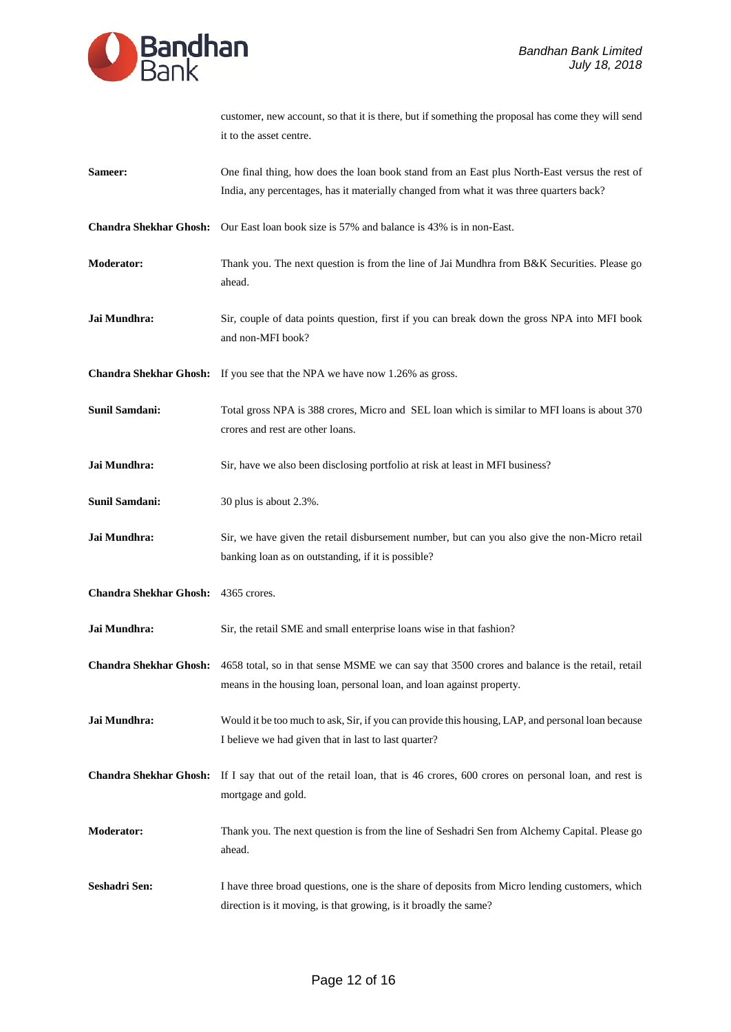customer, new account, so that it is there, but if something the proposal has come they will send it to the asset centre.

**Sameer:** One final thing, how does the loan book stand from an East plus North-East versus the rest of India, any percentages, has it materially changed from what it was three quarters back?

**Chandra Shekhar Ghosh:** Our East loan book size is 57% and balance is 43% is in non-East.

**Moderator:** Thank you. The next question is from the line of Jai Mundhra from B&K Securities. Please go ahead.

**Jai Mundhra:** Sir, couple of data points question, first if you can break down the gross NPA into MFI book and non-MFI book?

**Chandra Shekhar Ghosh:** If you see that the NPA we have now 1.26% as gross.

**Sunil Samdani:** Total gross NPA is 388 crores, Micro and SEL loan which is similar to MFI loans is about 370 crores and rest are other loans.

**Jai Mundhra:** Sir, have we also been disclosing portfolio at risk at least in MFI business?

**Sunil Samdani:** 30 plus is about 2.3%.

**Jai Mundhra:** Sir, we have given the retail disbursement number, but can you also give the non-Micro retail banking loan as on outstanding, if it is possible?

**Chandra Shekhar Ghosh:** 4365 crores.

**Jai Mundhra:** Sir, the retail SME and small enterprise loans wise in that fashion?

**Chandra Shekhar Ghosh:** 4658 total, so in that sense MSME we can say that 3500 crores and balance is the retail, retail means in the housing loan, personal loan, and loan against property.

**Jai Mundhra:** Would it be too much to ask, Sir, if you can provide this housing, LAP, and personal loan because I believe we had given that in last to last quarter?

**Chandra Shekhar Ghosh:** If I say that out of the retail loan, that is 46 crores, 600 crores on personal loan, and rest is mortgage and gold.

**Moderator:** Thank you. The next question is from the line of Seshadri Sen from Alchemy Capital. Please go ahead.

**Seshadri Sen:** I have three broad questions, one is the share of deposits from Micro lending customers, which direction is it moving, is that growing, is it broadly the same?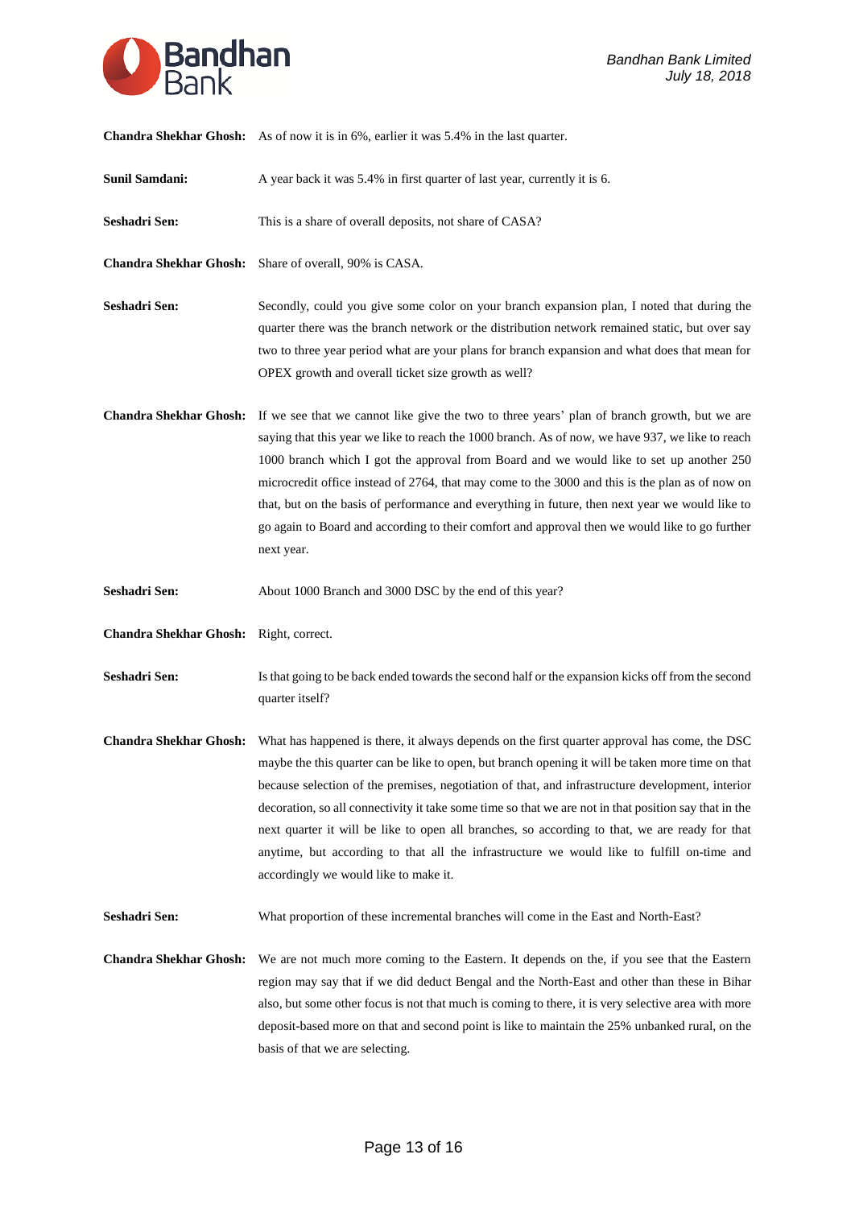**Chandra Shekhar Ghosh:** As of now it is in 6%, earlier it was 5.4% in the last quarter.

**Sunil Samdani:** A year back it was 5.4% in first quarter of last year, currently it is 6.

**Seshadri Sen:** This is a share of overall deposits, not share of CASA?

**Chandra Shekhar Ghosh:** Share of overall, 90% is CASA.

**Seshadri Sen:** Secondly, could you give some color on your branch expansion plan, I noted that during the quarter there was the branch network or the distribution network remained static, but over say two to three year period what are your plans for branch expansion and what does that mean for OPEX growth and overall ticket size growth as well?

**Chandra Shekhar Ghosh:** If we see that we cannot like give the two to three years' plan of branch growth, but we are saying that this year we like to reach the 1000 branch. As of now, we have 937, we like to reach 1000 branch which I got the approval from Board and we would like to set up another 250 microcredit office instead of 2764, that may come to the 3000 and this is the plan as of now on that, but on the basis of performance and everything in future, then next year we would like to go again to Board and according to their comfort and approval then we would like to go further next year.

**Seshadri Sen:** About 1000 Branch and 3000 DSC by the end of this year?

**Chandra Shekhar Ghosh:** Right, correct.

**Seshadri Sen:** Is that going to be back ended towards the second half or the expansion kicks off from the second quarter itself?

**Chandra Shekhar Ghosh:** What has happened is there, it always depends on the first quarter approval has come, the DSC maybe the this quarter can be like to open, but branch opening it will be taken more time on that because selection of the premises, negotiation of that, and infrastructure development, interior decoration, so all connectivity it take some time so that we are not in that position say that in the next quarter it will be like to open all branches, so according to that, we are ready for that anytime, but according to that all the infrastructure we would like to fulfill on-time and accordingly we would like to make it.

**Seshadri Sen:** What proportion of these incremental branches will come in the East and North-East?

**Chandra Shekhar Ghosh:** We are not much more coming to the Eastern. It depends on the, if you see that the Eastern region may say that if we did deduct Bengal and the North-East and other than these in Bihar also, but some other focus is not that much is coming to there, it is very selective area with more deposit-based more on that and second point is like to maintain the 25% unbanked rural, on the basis of that we are selecting.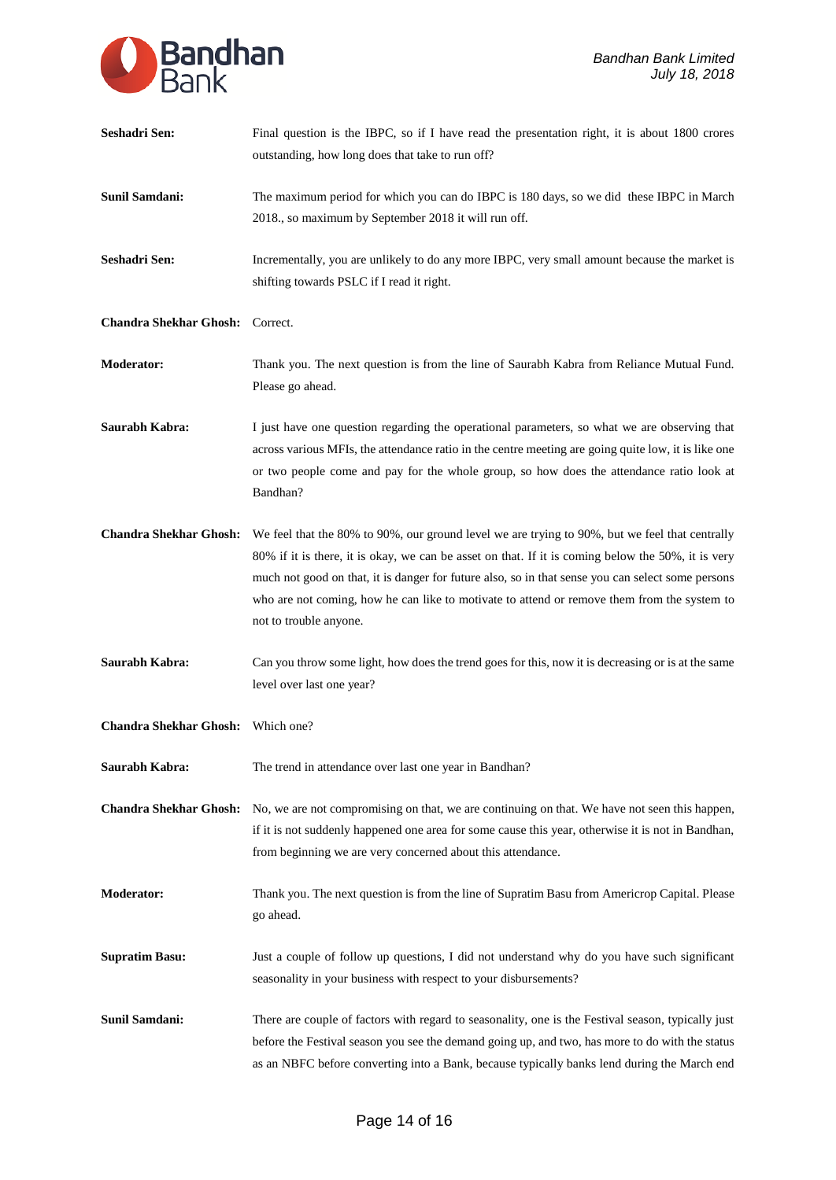**Seshadri Sen:** Final question is the IBPC, so if I have read the presentation right, it is about 1800 crores outstanding, how long does that take to run off?

**Sunil Samdani:** The maximum period for which you can do IBPC is 180 days, so we did these IBPC in March 2018., so maximum by September 2018 it will run off.

**Seshadri Sen:** Incrementally, you are unlikely to do any more IBPC, very small amount because the market is shifting towards PSLC if I read it right.

**Chandra Shekhar Ghosh:** Correct.

**Moderator:** Thank you. The next question is from the line of Saurabh Kabra from Reliance Mutual Fund. Please go ahead.

**Saurabh Kabra:** I just have one question regarding the operational parameters, so what we are observing that across various MFIs, the attendance ratio in the centre meeting are going quite low, it is like one or two people come and pay for the whole group, so how does the attendance ratio look at Bandhan?

**Chandra Shekhar Ghosh:** We feel that the 80% to 90%, our ground level we are trying to 90%, but we feel that centrally 80% if it is there, it is okay, we can be asset on that. If it is coming below the 50%, it is very much not good on that, it is danger for future also, so in that sense you can select some persons who are not coming, how he can like to motivate to attend or remove them from the system to not to trouble anyone.

**Saurabh Kabra:** Can you throw some light, how does the trend goes for this, now it is decreasing or is at the same level over last one year?

**Chandra Shekhar Ghosh:** Which one?

**Saurabh Kabra:** The trend in attendance over last one year in Bandhan?

**Chandra Shekhar Ghosh:** No, we are not compromising on that, we are continuing on that. We have not seen this happen, if it is not suddenly happened one area for some cause this year, otherwise it is not in Bandhan, from beginning we are very concerned about this attendance.

**Moderator:** Thank you. The next question is from the line of Supratim Basu from Americrop Capital. Please go ahead.

**Supratim Basu:** Just a couple of follow up questions, I did not understand why do you have such significant seasonality in your business with respect to your disbursements?

**Sunil Samdani:** There are couple of factors with regard to seasonality, one is the Festival season, typically just before the Festival season you see the demand going up, and two, has more to do with the status as an NBFC before converting into a Bank, because typically banks lend during the March end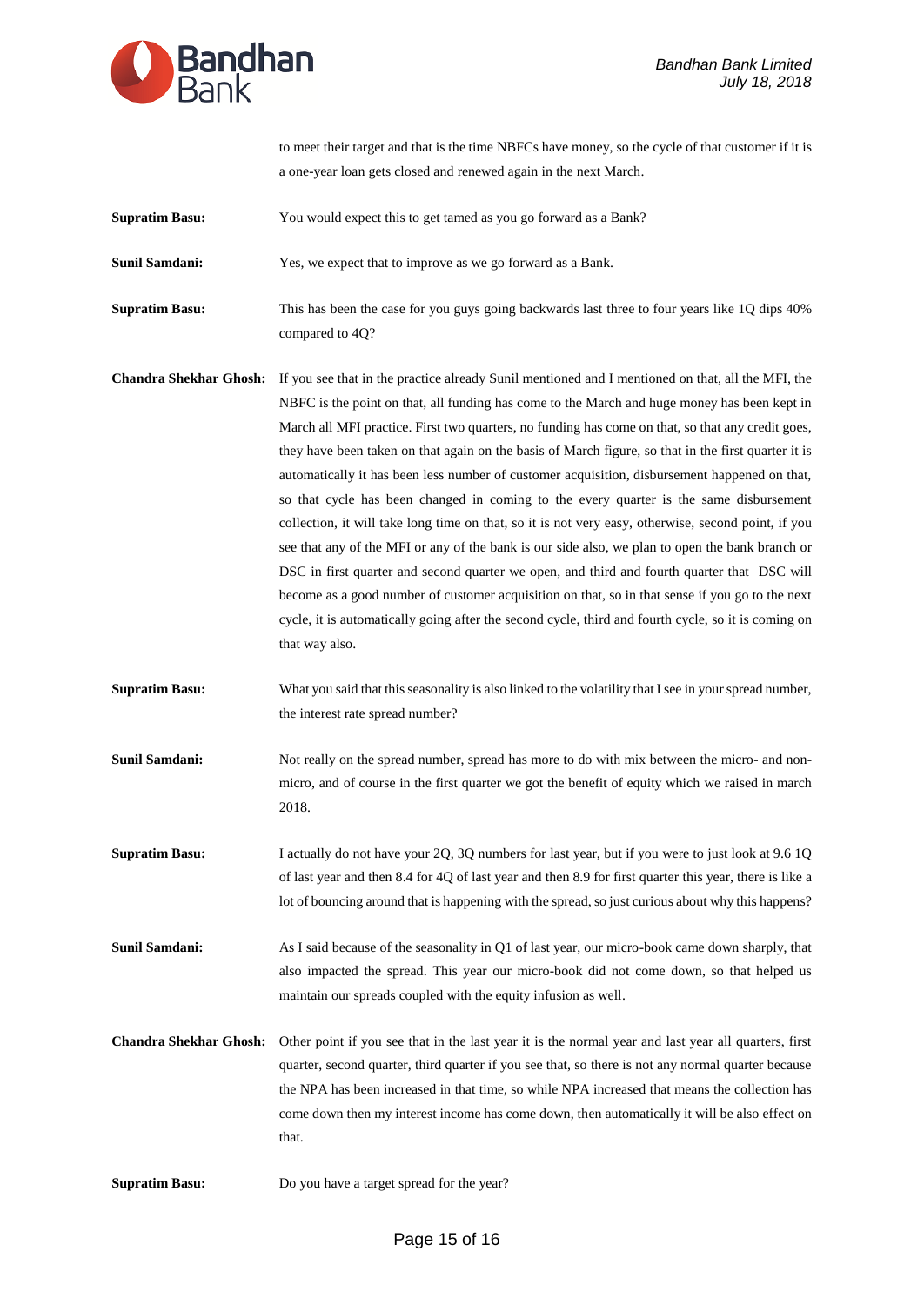to meet their target and that is the time NBFCs have money, so the cycle of that customer if it is a one-year loan gets closed and renewed again in the next March.

**Supratim Basu:** You would expect this to get tamed as you go forward as a Bank?

**Sunil Samdani:** Yes, we expect that to improve as we go forward as a Bank.

**Supratim Basu:** This has been the case for you guys going backwards last three to four years like 1Q dips 40% compared to 4Q?

**Chandra Shekhar Ghosh:** If you see that in the practice already Sunil mentioned and I mentioned on that, all the MFI, the NBFC is the point on that, all funding has come to the March and huge money has been kept in March all MFI practice. First two quarters, no funding has come on that, so that any credit goes, they have been taken on that again on the basis of March figure, so that in the first quarter it is automatically it has been less number of customer acquisition, disbursement happened on that, so that cycle has been changed in coming to the every quarter is the same disbursement collection, it will take long time on that, so it is not very easy, otherwise, second point, if you see that any of the MFI or any of the bank is our side also, we plan to open the bank branch or DSC in first quarter and second quarter we open, and third and fourth quarter that DSC will become as a good number of customer acquisition on that, so in that sense if you go to the next cycle, it is automatically going after the second cycle, third and fourth cycle, so it is coming on that way also.

**Supratim Basu:** What you said that this seasonality is also linked to the volatility that I see in your spread number, the interest rate spread number?

**Sunil Samdani:** Not really on the spread number, spread has more to do with mix between the micro- and non-micro, and of course in the first quarter we got the benefit of equity which we raised in march 2018.

**Supratim Basu:** I actually do not have your 2Q, 3Q numbers for last year, but if you were to just look at 9.6 1Q of last year and then 8.4 for 4Q of last year and then 8.9 for first quarter this year, there is like a lot of bouncing around that is happening with the spread, so just curious about why this happens?

**Sunil Samdani:** As I said because of the seasonality in Q1 of last year, our micro-book came down sharply, that also impacted the spread. This year our micro-book did not come down, so that helped us maintain our spreads coupled with the equity infusion as well.

**Chandra Shekhar Ghosh:** Other point if you see that in the last year it is the normal year and last year all quarters, first quarter, second quarter, third quarter if you see that, so there is not any normal quarter because the NPA has been increased in that time, so while NPA increased that means the collection has come down then my interest income has come down, then automatically it will be also effect on that.

**Supratim Basu:** Do you have a target spread for the year?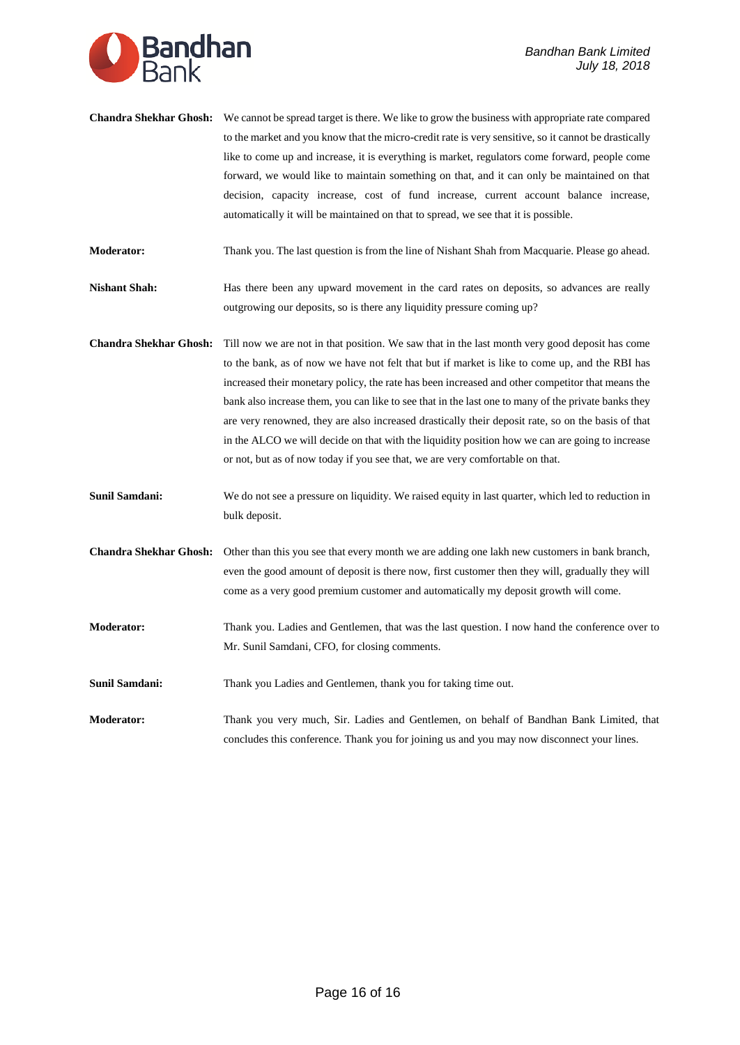**Chandra Shekhar Ghosh:** We cannot be spread target is there. We like to grow the business with appropriate rate compared to the market and you know that the micro-credit rate is very sensitive, so it cannot be drastically like to come up and increase, it is everything is market, regulators come forward, people come forward, we would like to maintain something on that, and it can only be maintained on that decision, capacity increase, cost of fund increase, current account balance increase, automatically it will be maintained on that to spread, we see that it is possible.

**Moderator:** Thank you. The last question is from the line of Nishant Shah from Macquarie. Please go ahead.

**Nishant Shah:** Has there been any upward movement in the card rates on deposits, so advances are really outgrowing our deposits, so is there any liquidity pressure coming up?

**Chandra Shekhar Ghosh:** Till now we are not in that position. We saw that in the last month very good deposit has come to the bank, as of now we have not felt that but if market is like to come up, and the RBI has increased their monetary policy, the rate has been increased and other competitor that means the bank also increase them, you can like to see that in the last one to many of the private banks they are very renowned, they are also increased drastically their deposit rate, so on the basis of that in the ALCO we will decide on that with the liquidity position how we can are going to increase or not, but as of now today if you see that, we are very comfortable on that.

**Sunil Samdani:** We do not see a pressure on liquidity. We raised equity in last quarter, which led to reduction in bulk deposit.

**Chandra Shekhar Ghosh:** Other than this you see that every month we are adding one lakh new customers in bank branch, even the good amount of deposit is there now, first customer then they will, gradually they will come as a very good premium customer and automatically my deposit growth will come.

**Moderator:** Thank you. Ladies and Gentlemen, that was the last question. I now hand the conference over to Mr. Sunil Samdani, CFO, for closing comments.

**Sunil Samdani:** Thank you Ladies and Gentlemen, thank you for taking time out.

**Moderator:** Thank you very much, Sir. Ladies and Gentlemen, on behalf of Bandhan Bank Limited, that concludes this conference. Thank you for joining us and you may now disconnect your lines.